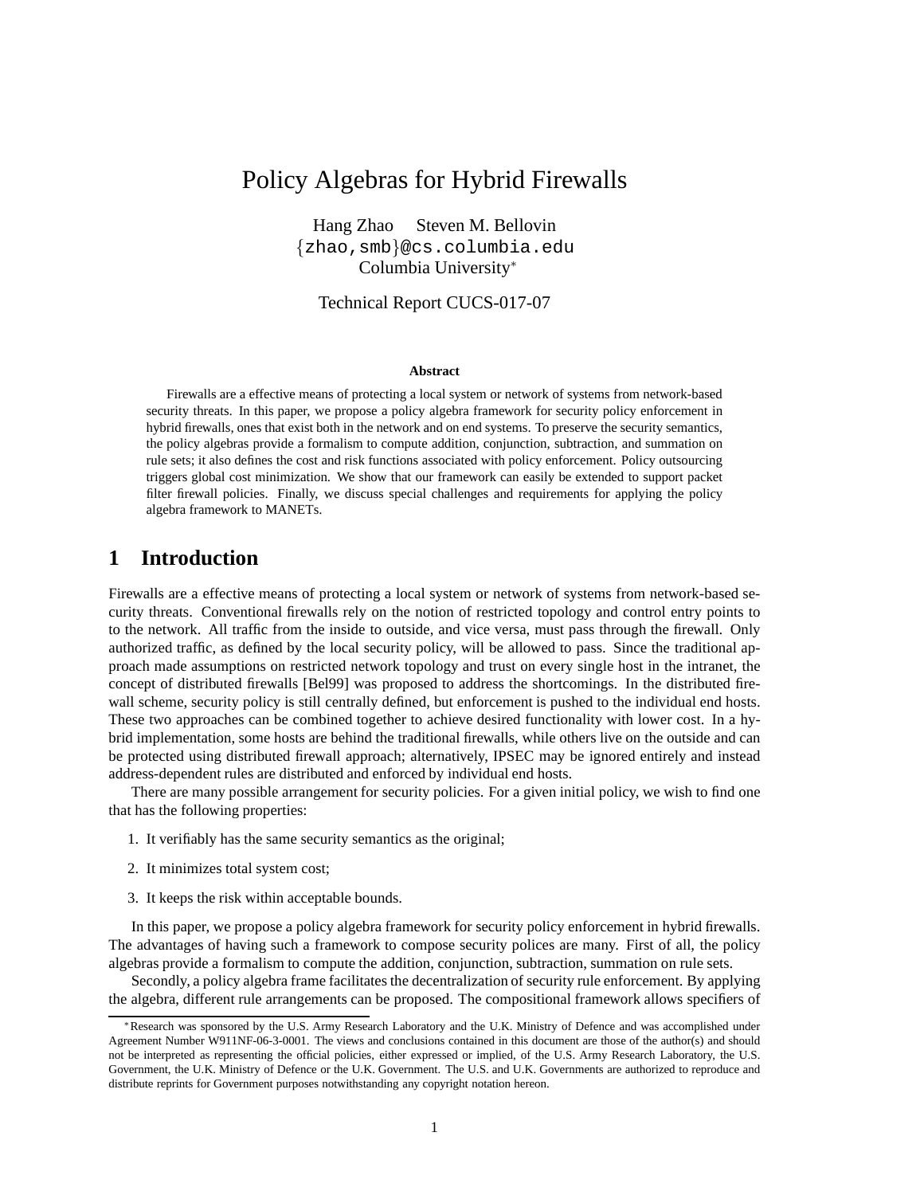# Policy Algebras for Hybrid Firewalls

Hang Zhao Steven M. Bellovin
{zhao,smb}@cs.columbia.edu
Columbia University*

Technical Report CUCS-017-07

### Abstract

Firewalls are a effective means of protecting a local system or network of systems from network-based security threats. In this paper, we propose a policy algebra framework for security policy enforcement in hybrid firewalls, ones that exist both in the network and on end systems. To preserve the security semantics, the policy algebras provide a formalism to compute addition, conjunction, subtraction, and summation on rule sets; it also defines the cost and risk functions associated with policy enforcement. Policy outsourcing triggers global cost minimization. We show that our framework can easily be extended to support packet filter firewall policies. Finally, we discuss special challenges and requirements for applying the policy algebra framework to MANETs.

## 1 Introduction

Firewalls are a effective means of protecting a local system or network of systems from network-based security threats. Conventional firewalls rely on the notion of restricted topology and control entry points to to the network. All traffic from the inside to outside, and vice versa, must pass through the firewall. Only authorized traffic, as defined by the local security policy, will be allowed to pass. Since the traditional approach made assumptions on restricted network topology and trust on every single host in the intranet, the concept of distributed firewalls [Bel99] was proposed to address the shortcomings. In the distributed firewall scheme, security policy is still centrally defined, but enforcement is pushed to the individual end hosts. These two approaches can be combined together to achieve desired functionality with lower cost. In a hybrid implementation, some hosts are behind the traditional firewalls, while others live on the outside and can be protected using distributed firewall approach; alternatively, IPSEC may be ignored entirely and instead address-dependent rules are distributed and enforced by individual end hosts.

There are many possible arrangement for security policies. For a given initial policy, we wish to find one that has the following properties:

1. It verifiably has the same security semantics as the original;
2. It minimizes total system cost;
3. It keeps the risk within acceptable bounds.

In this paper, we propose a policy algebra framework for security policy enforcement in hybrid firewalls. The advantages of having such a framework to compose security polices are many. First of all, the policy algebras provide a formalism to compute the addition, conjunction, subtraction, summation on rule sets.

Secondly, a policy algebra frame facilitates the decentralization of security rule enforcement. By applying the algebra, different rule arrangements can be proposed. The compositional framework allows specifiers of

*Research was sponsored by the U.S. Army Research Laboratory and the U.K. Ministry of Defence and was accomplished under Agreement Number W911NF-06-3-0001. The views and conclusions contained in this document are those of the author(s) and should not be interpreted as representing the official policies, either expressed or implied, of the U.S. Army Research Laboratory, the U.S. Government, the U.K. Ministry of Defence or the U.K. Government. The U.S. and U.K. Governments are authorized to reproduce and distribute reprints for Government purposes notwithstanding any copyright notation hereon.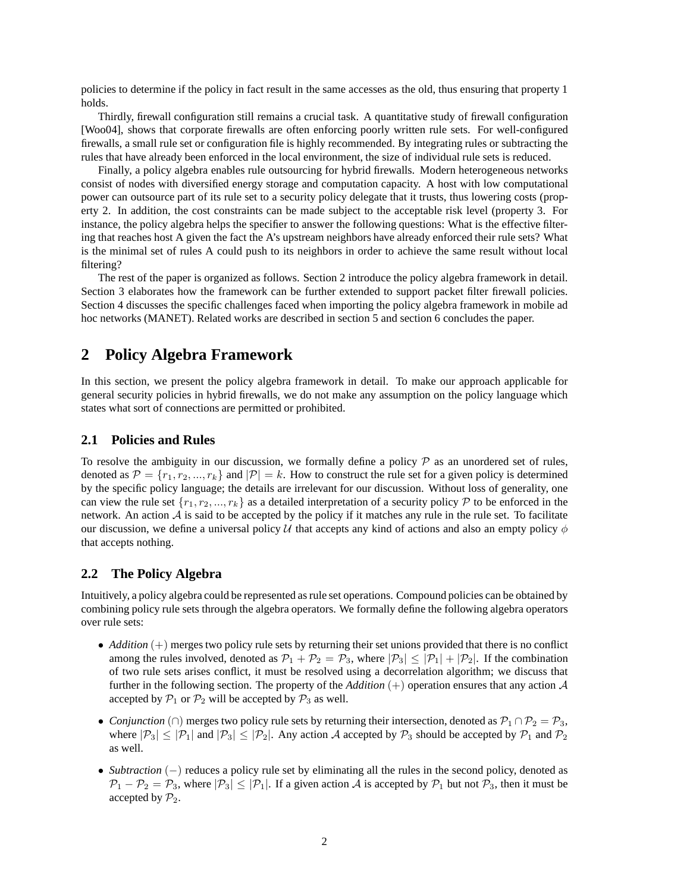policies to determine if the policy in fact result in the same accesses as the old, thus ensuring that property 1 holds.

Thirdly, firewall configuration still remains a crucial task. A quantitative study of firewall configuration [Woo04], shows that corporate firewalls are often enforcing poorly written rule sets. For well-configured firewalls, a small rule set or configuration file is highly recommended. By integrating rules or subtracting the rules that have already been enforced in the local environment, the size of individual rule sets is reduced.

Finally, a policy algebra enables rule outsourcing for hybrid firewalls. Modern heterogeneous networks consist of nodes with diversified energy storage and computation capacity. A host with low computational power can outsource part of its rule set to a security policy delegate that it trusts, thus lowering costs (property 2. In addition, the cost constraints can be made subject to the acceptable risk level (property 3. For instance, the policy algebra helps the specifier to answer the following questions: What is the effective filtering that reaches host A given the fact the A's upstream neighbors have already enforced their rule sets? What is the minimal set of rules A could push to its neighbors in order to achieve the same result without local filtering?

The rest of the paper is organized as follows. Section 2 introduce the policy algebra framework in detail. Section 3 elaborates how the framework can be further extended to support packet filter firewall policies. Section 4 discusses the specific challenges faced when importing the policy algebra framework in mobile ad hoc networks (MANET). Related works are described in section 5 and section 6 concludes the paper.

# 2 Policy Algebra Framework

In this section, we present the policy algebra framework in detail. To make our approach applicable for general security policies in hybrid firewalls, we do not make any assumption on the policy language which states what sort of connections are permitted or prohibited.

## 2.1 Policies and Rules

To resolve the ambiguity in our discussion, we formally define a policy $\mathcal{P}$ as an unordered set of rules, denoted as $\mathcal{P} = \{r_1, r_2, ..., r_k\}$ and $|\mathcal{P}| = k$. How to construct the rule set for a given policy is determined by the specific policy language; the details are irrelevant for our discussion. Without loss of generality, one can view the rule set $\{r_1, r_2, ..., r_k\}$ as a detailed interpretation of a security policy $\mathcal{P}$ to be enforced in the network. An action $\mathcal{A}$ is said to be accepted by the policy if it matches any rule in the rule set. To facilitate our discussion, we define a universal policy $\mathcal{U}$ that accepts any kind of actions and also an empty policy $\phi$ that accepts nothing.

## 2.2 The Policy Algebra

Intuitively, a policy algebra could be represented as rule set operations. Compound policies can be obtained by combining policy rule sets through the algebra operators. We formally define the following algebra operators over rule sets:

- *Addition* $(+)$ merges two policy rule sets by returning their set unions provided that there is no conflict among the rules involved, denoted as $\mathcal{P}_1 + \mathcal{P}_2 = \mathcal{P}_3$, where $|\mathcal{P}_3| \leq |\mathcal{P}_1| + |\mathcal{P}_2|$. If the combination of two rule sets arises conflict, it must be resolved using a decorrelation algorithm; we discuss that further in the following section. The property of the *Addition* $(+)$ operation ensures that any action $\mathcal{A}$ accepted by $\mathcal{P}_1$ or $\mathcal{P}_2$ will be accepted by $\mathcal{P}_3$ as well.
- *Conjunction* $(\cap)$ merges two policy rule sets by returning their intersection, denoted as $\mathcal{P}_1 \cap \mathcal{P}_2 = \mathcal{P}_3$, where $|\mathcal{P}_3| \leq |\mathcal{P}_1|$ and $|\mathcal{P}_3| \leq |\mathcal{P}_2|$. Any action $\mathcal{A}$ accepted by $\mathcal{P}_3$ should be accepted by $\mathcal{P}_1$ and $\mathcal{P}_2$ as well.
- *Subtraction* $(-)$ reduces a policy rule set by eliminating all the rules in the second policy, denoted as $\mathcal{P}_1 - \mathcal{P}_2 = \mathcal{P}_3$, where $|\mathcal{P}_3| \leq |\mathcal{P}_1|$. If a given action $\mathcal{A}$ is accepted by $\mathcal{P}_1$ but not $\mathcal{P}_3$, then it must be accepted by $\mathcal{P}_2$.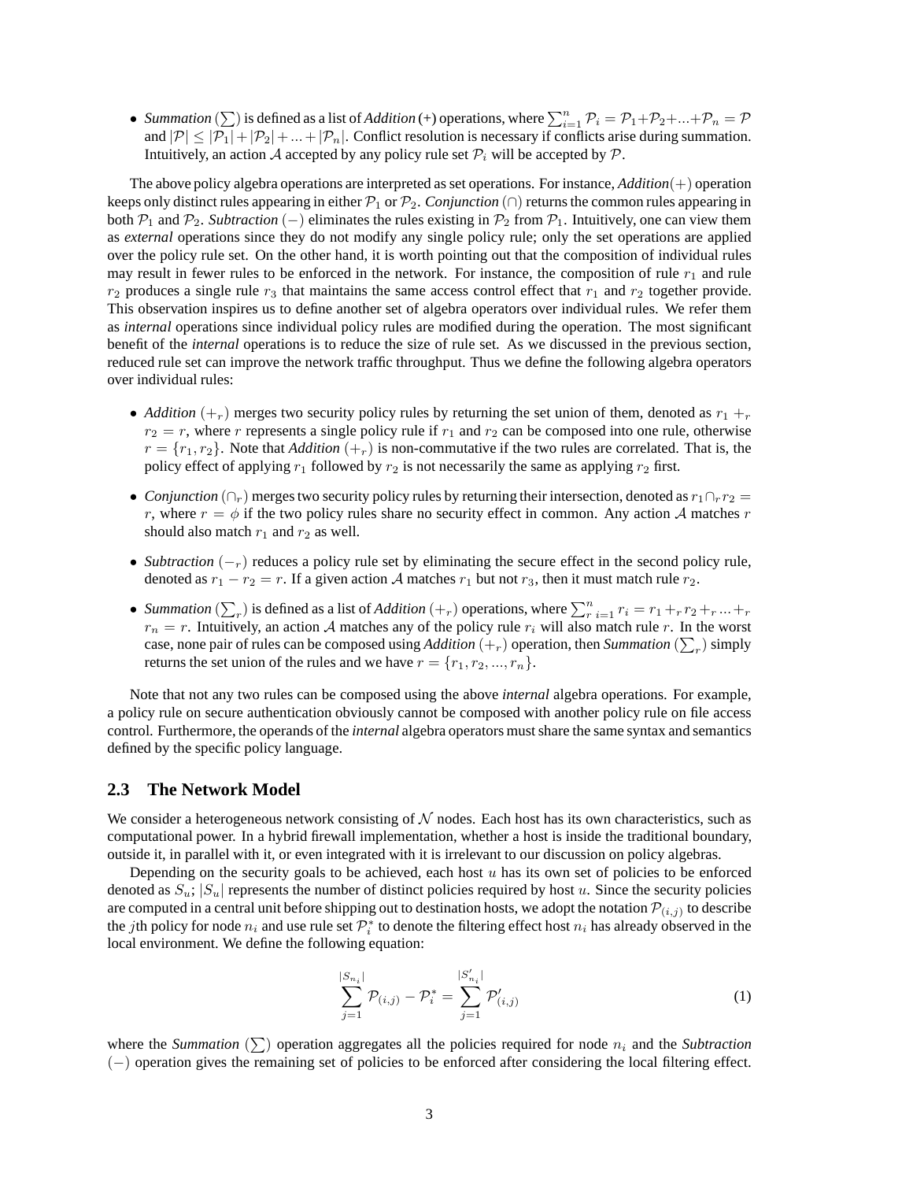- *Summation* ($\sum$) is defined as a list of *Addition* (+) operations, where $\sum_{i=1}^{n} \mathcal{P}_i = \mathcal{P}_1 + \mathcal{P}_2 + ... + \mathcal{P}_n = \mathcal{P}$ and $|\mathcal{P}| \leq |\mathcal{P}_1| + |\mathcal{P}_2| + ... + |\mathcal{P}_n|$. Conflict resolution is necessary if conflicts arise during summation. Intuitively, an action $\mathcal{A}$ accepted by any policy rule set $\mathcal{P}_i$ will be accepted by $\mathcal{P}$.

The above policy algebra operations are interpreted as set operations. For instance, *Addition*$(+)$ operation keeps only distinct rules appearing in either $\mathcal{P}_1$ or $\mathcal{P}_2$. *Conjunction* $(\cap)$ returns the common rules appearing in both $\mathcal{P}_1$ and $\mathcal{P}_2$. *Subtraction* $(-)$ eliminates the rules existing in $\mathcal{P}_2$ from $\mathcal{P}_1$. Intuitively, one can view them as *external* operations since they do not modify any single policy rule; only the set operations are applied over the policy rule set. On the other hand, it is worth pointing out that the composition of individual rules may result in fewer rules to be enforced in the network. For instance, the composition of rule $r_1$ and rule $r_2$ produces a single rule $r_3$ that maintains the same access control effect that $r_1$ and $r_2$ together provide. This observation inspires us to define another set of algebra operators over individual rules. We refer them as *internal* operations since individual policy rules are modified during the operation. The most significant benefit of the *internal* operations is to reduce the size of rule set. As we discussed in the previous section, reduced rule set can improve the network traffic throughput. Thus we define the following algebra operators over individual rules:

- *Addition* $(+_r)$ merges two security policy rules by returning the set union of them, denoted as $r_1 +_r r_2 = r$, where $r$ represents a single policy rule if $r_1$ and $r_2$ can be composed into one rule, otherwise $r = \{r_1, r_2\}$. Note that *Addition* $(+_r)$ is non-commutative if the two rules are correlated. That is, the policy effect of applying $r_1$ followed by $r_2$ is not necessarily the same as applying $r_2$ first.

- *Conjunction* $(\cap_r)$ merges two security policy rules by returning their intersection, denoted as $r_1 \cap_r r_2 = r$, where $r = \phi$ if the two policy rules share no security effect in common. Any action $\mathcal{A}$ matches $r$ should also match $r_1$ and $r_2$ as well.

- *Subtraction* $(-_r)$ reduces a policy rule set by eliminating the secure effect in the second policy rule, denoted as $r_1 - r_2 = r$. If a given action $\mathcal{A}$ matches $r_1$ but not $r_3$, then it must match rule $r_2$.

- *Summation* $(\sum_r)$ is defined as a list of *Addition* $(+_r)$ operations, where $\sum_{r\ i=1}^{n} r_i = r_1 +_r r_2 +_r ... +_r r_n = r$. Intuitively, an action $\mathcal{A}$ matches any of the policy rule $r_i$ will also match rule $r$. In the worst case, none pair of rules can be composed using *Addition* $(+_r)$ operation, then *Summation* $(\sum_r)$ simply returns the set union of the rules and we have $r = \{r_1, r_2, ..., r_n\}$.

Note that not any two rules can be composed using the above *internal* algebra operations. For example, a policy rule on secure authentication obviously cannot be composed with another policy rule on file access control. Furthermore, the operands of the *internal* algebra operators must share the same syntax and semantics defined by the specific policy language.

### 2.3 The Network Model

We consider a heterogeneous network consisting of $\mathcal{N}$ nodes. Each host has its own characteristics, such as computational power. In a hybrid firewall implementation, whether a host is inside the traditional boundary, outside it, in parallel with it, or even integrated with it is irrelevant to our discussion on policy algebras.

Depending on the security goals to be achieved, each host $u$ has its own set of policies to be enforced denoted as $S_u$; $|S_u|$ represents the number of distinct policies required by host $u$. Since the security policies are computed in a central unit before shipping out to destination hosts, we adopt the notation $\mathcal{P}_{(i,j)}$ to describe the $j$th policy for node $n_i$ and use rule set $\mathcal{P}_i^*$ to denote the filtering effect host $n_i$ has already observed in the local environment. We define the following equation:

$$\sum_{j=1}^{|S_{n_i}|} \mathcal{P}_{(i,j)} - \mathcal{P}_i^* = \sum_{j=1}^{|S'_{n_i}|} \mathcal{P}'_{(i,j)} \tag{1}$$

where the *Summation* $(\sum)$ operation aggregates all the policies required for node $n_i$ and the *Subtraction* $(-)$ operation gives the remaining set of policies to be enforced after considering the local filtering effect.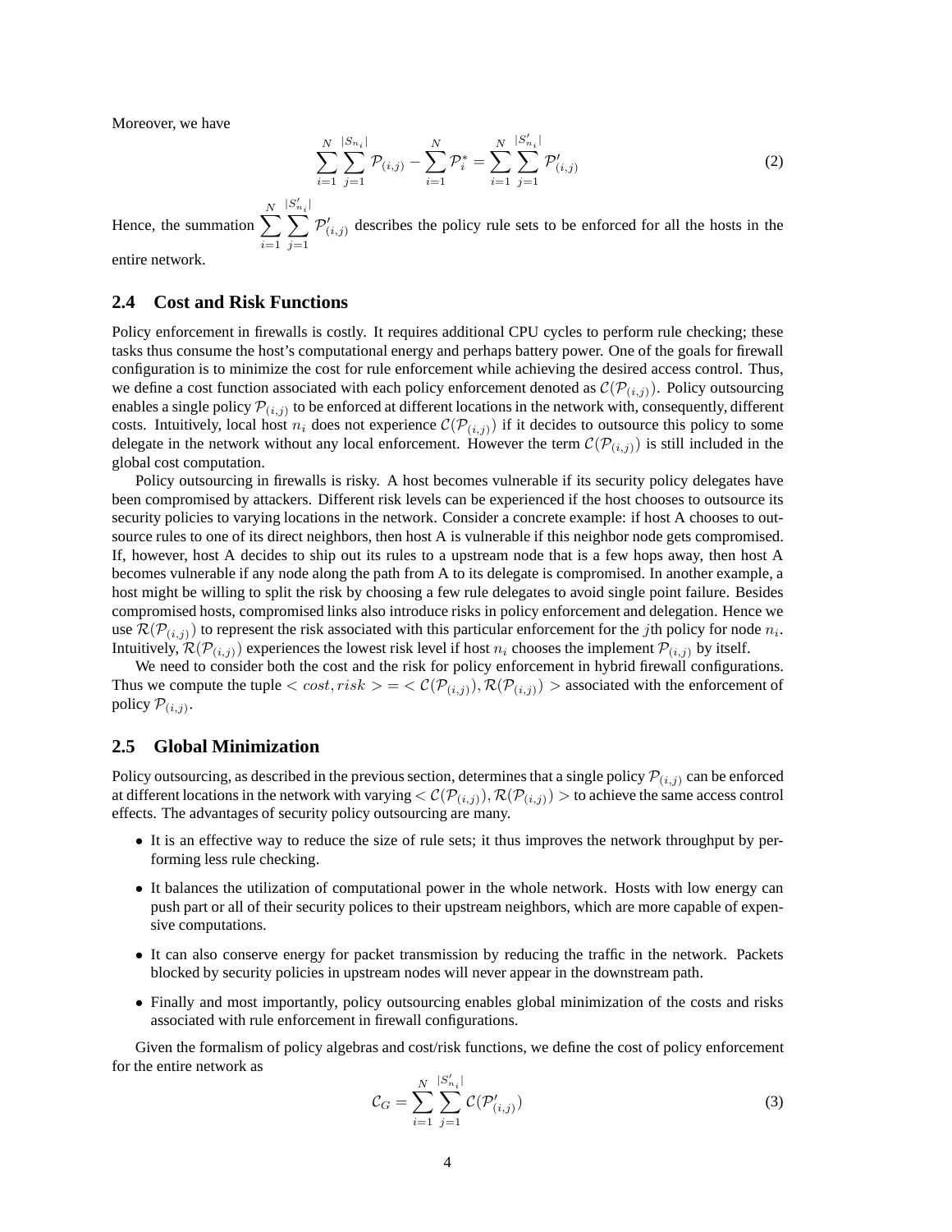Moreover, we have

$$\sum_{i=1}^{N}\sum_{j=1}^{|S_{n_i}|}\mathcal{P}_{(i,j)} - \sum_{i=1}^{N}\mathcal{P}_i^* = \sum_{i=1}^{N}\sum_{j=1}^{|S'_{n_i}|}\mathcal{P}'_{(i,j)} \tag{2}$$

Hence, the summation $\sum_{i=1}^{N}\sum_{j=1}^{|S'_{n_i}|}\mathcal{P}'_{(i,j)}$ describes the policy rule sets to be enforced for all the hosts in the entire network.

## 2.4 Cost and Risk Functions

Policy enforcement in firewalls is costly. It requires additional CPU cycles to perform rule checking; these tasks thus consume the host's computational energy and perhaps battery power. One of the goals for firewall configuration is to minimize the cost for rule enforcement while achieving the desired access control. Thus, we define a cost function associated with each policy enforcement denoted as $\mathcal{C}(\mathcal{P}_{(i,j)})$. Policy outsourcing enables a single policy $\mathcal{P}_{(i,j)}$ to be enforced at different locations in the network with, consequently, different costs. Intuitively, local host $n_i$ does not experience $\mathcal{C}(\mathcal{P}_{(i,j)})$ if it decides to outsource this policy to some delegate in the network without any local enforcement. However the term $\mathcal{C}(\mathcal{P}_{(i,j)})$ is still included in the global cost computation.

Policy outsourcing in firewalls is risky. A host becomes vulnerable if its security policy delegates have been compromised by attackers. Different risk levels can be experienced if the host chooses to outsource its security policies to varying locations in the network. Consider a concrete example: if host A chooses to outsource rules to one of its direct neighbors, then host A is vulnerable if this neighbor node gets compromised. If, however, host A decides to ship out its rules to a upstream node that is a few hops away, then host A becomes vulnerable if any node along the path from A to its delegate is compromised. In another example, a host might be willing to split the risk by choosing a few rule delegates to avoid single point failure. Besides compromised hosts, compromised links also introduce risks in policy enforcement and delegation. Hence we use $\mathcal{R}(\mathcal{P}_{(i,j)})$ to represent the risk associated with this particular enforcement for the $j$th policy for node $n_i$. Intuitively, $\mathcal{R}(\mathcal{P}_{(i,j)})$ experiences the lowest risk level if host $n_i$ chooses the implement $\mathcal{P}_{(i,j)}$ by itself.

We need to consider both the cost and the risk for policy enforcement in hybrid firewall configurations. Thus we compute the tuple $< cost, risk > = < \mathcal{C}(\mathcal{P}_{(i,j)}), \mathcal{R}(\mathcal{P}_{(i,j)}) >$ associated with the enforcement of policy $\mathcal{P}_{(i,j)}$.

## 2.5 Global Minimization

Policy outsourcing, as described in the previous section, determines that a single policy $\mathcal{P}_{(i,j)}$ can be enforced at different locations in the network with varying $< \mathcal{C}(\mathcal{P}_{(i,j)}), \mathcal{R}(\mathcal{P}_{(i,j)}) >$ to achieve the same access control effects. The advantages of security policy outsourcing are many.

- It is an effective way to reduce the size of rule sets; it thus improves the network throughput by performing less rule checking.
- It balances the utilization of computational power in the whole network. Hosts with low energy can push part or all of their security polices to their upstream neighbors, which are more capable of expensive computations.
- It can also conserve energy for packet transmission by reducing the traffic in the network. Packets blocked by security policies in upstream nodes will never appear in the downstream path.
- Finally and most importantly, policy outsourcing enables global minimization of the costs and risks associated with rule enforcement in firewall configurations.

Given the formalism of policy algebras and cost/risk functions, we define the cost of policy enforcement for the entire network as

$$\mathcal{C}_G = \sum_{i=1}^{N}\sum_{j=1}^{|S'_{n_i}|}\mathcal{C}(\mathcal{P}'_{(i,j)}) \tag{3}$$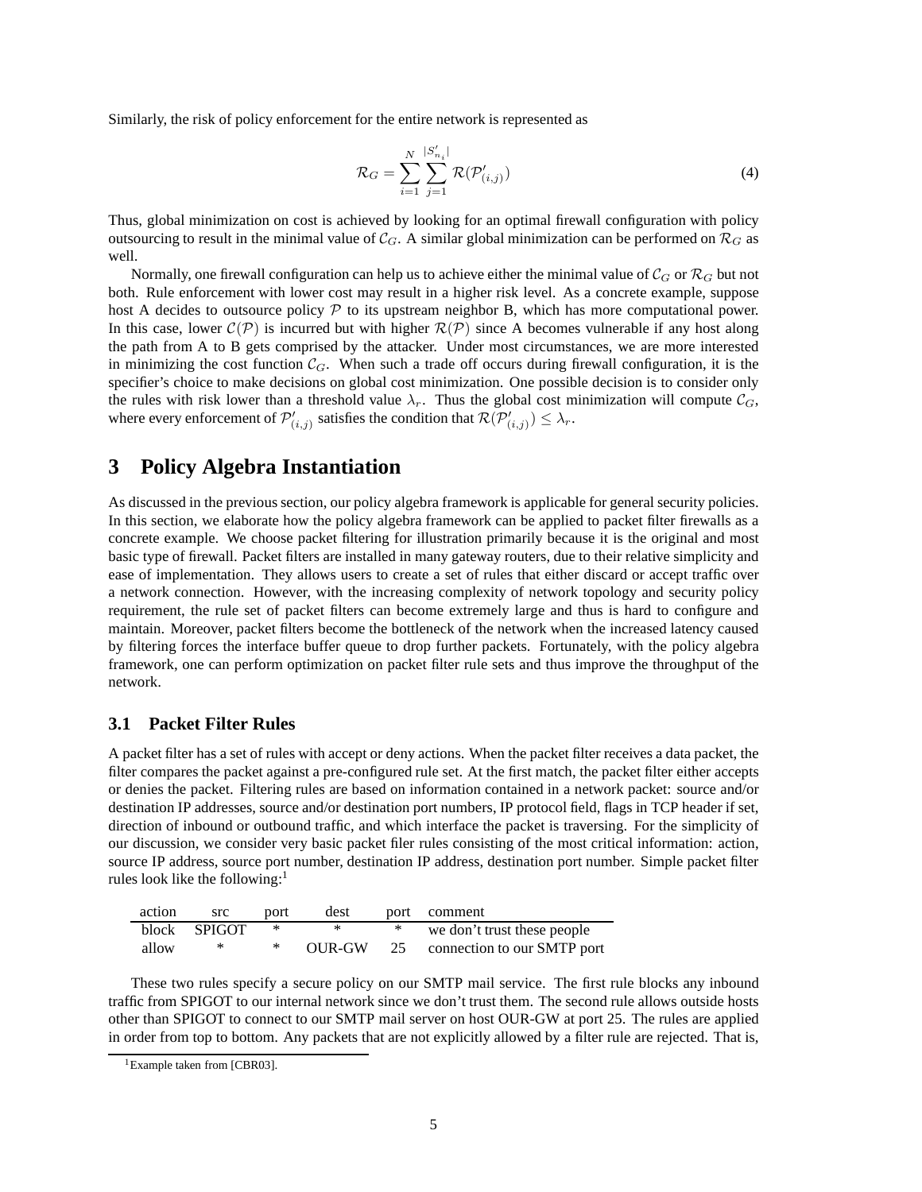Similarly, the risk of policy enforcement for the entire network is represented as

$$\mathcal{R}_G = \sum_{i=1}^{N} \sum_{j=1}^{|S'_{n_i}|} \mathcal{R}(\mathcal{P}'_{(i,j)}) \tag{4}$$

Thus, global minimization on cost is achieved by looking for an optimal firewall configuration with policy outsourcing to result in the minimal value of $\mathcal{C}_G$. A similar global minimization can be performed on $\mathcal{R}_G$ as well.

Normally, one firewall configuration can help us to achieve either the minimal value of $\mathcal{C}_G$ or $\mathcal{R}_G$ but not both. Rule enforcement with lower cost may result in a higher risk level. As a concrete example, suppose host A decides to outsource policy $\mathcal{P}$ to its upstream neighbor B, which has more computational power. In this case, lower $\mathcal{C}(\mathcal{P})$ is incurred but with higher $\mathcal{R}(\mathcal{P})$ since A becomes vulnerable if any host along the path from A to B gets comprised by the attacker. Under most circumstances, we are more interested in minimizing the cost function $\mathcal{C}_G$. When such a trade off occurs during firewall configuration, it is the specifier's choice to make decisions on global cost minimization. One possible decision is to consider only the rules with risk lower than a threshold value $\lambda_r$. Thus the global cost minimization will compute $\mathcal{C}_G$, where every enforcement of $\mathcal{P}'_{(i,j)}$ satisfies the condition that $\mathcal{R}(\mathcal{P}'_{(i,j)}) \leq \lambda_r$.

# 3 Policy Algebra Instantiation

As discussed in the previous section, our policy algebra framework is applicable for general security policies. In this section, we elaborate how the policy algebra framework can be applied to packet filter firewalls as a concrete example. We choose packet filtering for illustration primarily because it is the original and most basic type of firewall. Packet filters are installed in many gateway routers, due to their relative simplicity and ease of implementation. They allows users to create a set of rules that either discard or accept traffic over a network connection. However, with the increasing complexity of network topology and security policy requirement, the rule set of packet filters can become extremely large and thus is hard to configure and maintain. Moreover, packet filters become the bottleneck of the network when the increased latency caused by filtering forces the interface buffer queue to drop further packets. Fortunately, with the policy algebra framework, one can perform optimization on packet filter rule sets and thus improve the throughput of the network.

## 3.1 Packet Filter Rules

A packet filter has a set of rules with accept or deny actions. When the packet filter receives a data packet, the filter compares the packet against a pre-configured rule set. At the first match, the packet filter either accepts or denies the packet. Filtering rules are based on information contained in a network packet: source and/or destination IP addresses, source and/or destination port numbers, IP protocol field, flags in TCP header if set, direction of inbound or outbound traffic, and which interface the packet is traversing. For the simplicity of our discussion, we consider very basic packet filer rules consisting of the most critical information: action, source IP address, source port number, destination IP address, destination port number. Simple packet filter rules look like the following:[1]

| action | src | port | dest | port | comment |
|---|---|---|---|---|---|
| block | SPIGOT | * | * | * | we don't trust these people |
| allow | * | * | OUR-GW | 25 | connection to our SMTP port |

These two rules specify a secure policy on our SMTP mail service. The first rule blocks any inbound traffic from SPIGOT to our internal network since we don't trust them. The second rule allows outside hosts other than SPIGOT to connect to our SMTP mail server on host OUR-GW at port 25. The rules are applied in order from top to bottom. Any packets that are not explicitly allowed by a filter rule are rejected. That is,

[1] Example taken from [CBR03].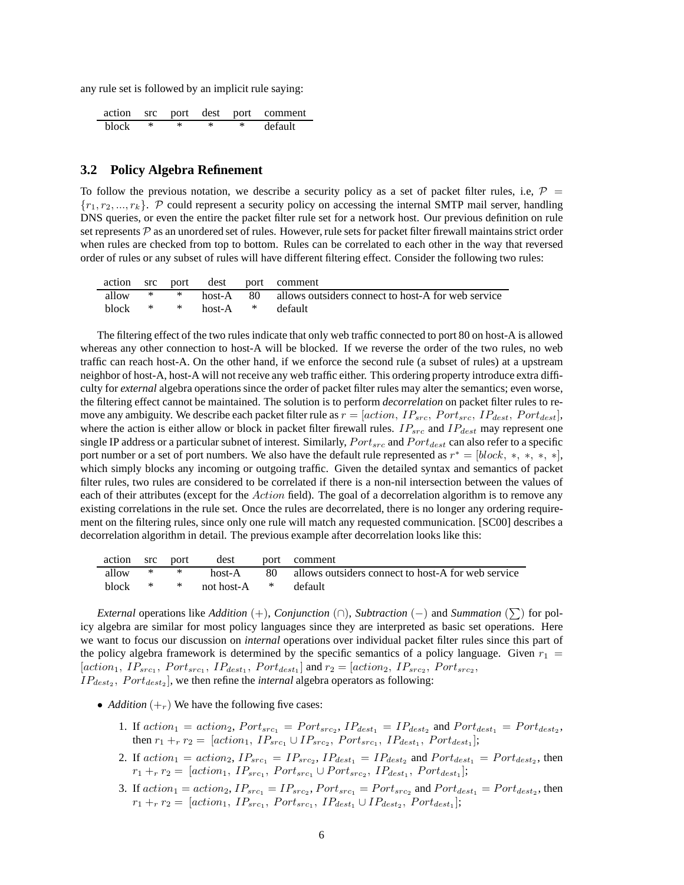any rule set is followed by an implicit rule saying:

| action | src | port | dest | port | comment |
|---|---|---|---|---|---|
| block | * | * | * | * | default |

## 3.2 Policy Algebra Refinement

To follow the previous notation, we describe a security policy as a set of packet filter rules, i.e, $\mathcal{P} = \{r_1, r_2, ..., r_k\}$. $\mathcal{P}$ could represent a security policy on accessing the internal SMTP mail server, handling DNS queries, or even the entire the packet filter rule set for a network host. Our previous definition on rule set represents $\mathcal{P}$ as an unordered set of rules. However, rule sets for packet filter firewall maintains strict order when rules are checked from top to bottom. Rules can be correlated to each other in the way that reversed order of rules or any subset of rules will have different filtering effect. Consider the following two rules:

| action | src | port | dest | port | comment |
|---|---|---|---|---|---|
| allow | * | * | host-A | 80 | allows outsiders connect to host-A for web service |
| block | * | * | host-A | * | default |

The filtering effect of the two rules indicate that only web traffic connected to port 80 on host-A is allowed whereas any other connection to host-A will be blocked. If we reverse the order of the two rules, no web traffic can reach host-A. On the other hand, if we enforce the second rule (a subset of rules) at a upstream neighbor of host-A, host-A will not receive any web traffic either. This ordering property introduce extra difficulty for *external* algebra operations since the order of packet filter rules may alter the semantics; even worse, the filtering effect cannot be maintained. The solution is to perform *decorrelation* on packet filter rules to remove any ambiguity. We describe each packet filter rule as $r = [action,\ IP_{src},\ Port_{src},\ IP_{dest},\ Port_{dest}]$, where the action is either allow or block in packet filter firewall rules. $IP_{src}$ and $IP_{dest}$ may represent one single IP address or a particular subnet of interest. Similarly, $Port_{src}$ and $Port_{dest}$ can also refer to a specific port number or a set of port numbers. We also have the default rule represented as $r^* = [block,\ *,\ *,\ *,\ *]$, which simply blocks any incoming or outgoing traffic. Given the detailed syntax and semantics of packet filter rules, two rules are considered to be correlated if there is a non-nil intersection between the values of each of their attributes (except for the $Action$ field). The goal of a decorrelation algorithm is to remove any existing correlations in the rule set. Once the rules are decorrelated, there is no longer any ordering requirement on the filtering rules, since only one rule will match any requested communication. [SC00] describes a decorrelation algorithm in detail. The previous example after decorrelation looks like this:

| action | src | port | dest | port | comment |
|---|---|---|---|---|---|
| allow | * | * | host-A | 80 | allows outsiders connect to host-A for web service |
| block | * | * | not host-A | * | default |

*External* operations like *Addition* $(+)$, *Conjunction* $(\cap)$, *Subtraction* $(-)$ and *Summation* $(\sum)$ for policy algebra are similar for most policy languages since they are interpreted as basic set operations. Here we want to focus our discussion on *internal* operations over individual packet filter rules since this part of the policy algebra framework is determined by the specific semantics of a policy language. Given $r_1 = [action_1,\ IP_{src_1},\ Port_{src_1},\ IP_{dest_1},\ Port_{dest_1}]$ and $r_2 = [action_2,\ IP_{src_2},\ Port_{src_2},\ IP_{dest_2},\ Port_{dest_2}]$, we then refine the *internal* algebra operators as following:

- *Addition* $(+_r)$ We have the following five cases:
  1. If $action_1 = action_2$, $Port_{src_1} = Port_{src_2}$, $IP_{dest_1} = IP_{dest_2}$ and $Port_{dest_1} = Port_{dest_2}$, then $r_1 +_r r_2 = [action_1,\ IP_{src_1} \cup IP_{src_2},\ Port_{src_1},\ IP_{dest_1},\ Port_{dest_1}]$;
  2. If $action_1 = action_2$, $IP_{src_1} = IP_{src_2}$, $IP_{dest_1} = IP_{dest_2}$ and $Port_{dest_1} = Port_{dest_2}$, then $r_1 +_r r_2 = [action_1,\ IP_{src_1},\ Port_{src_1} \cup Port_{src_2},\ IP_{dest_1},\ Port_{dest_1}]$;
  3. If $action_1 = action_2$, $IP_{src_1} = IP_{src_2}$, $Port_{src_1} = Port_{src_2}$ and $Port_{dest_1} = Port_{dest_2}$, then $r_1 +_r r_2 = [action_1,\ IP_{src_1},\ Port_{src_1},\ IP_{dest_1} \cup IP_{dest_2},\ Port_{dest_1}]$;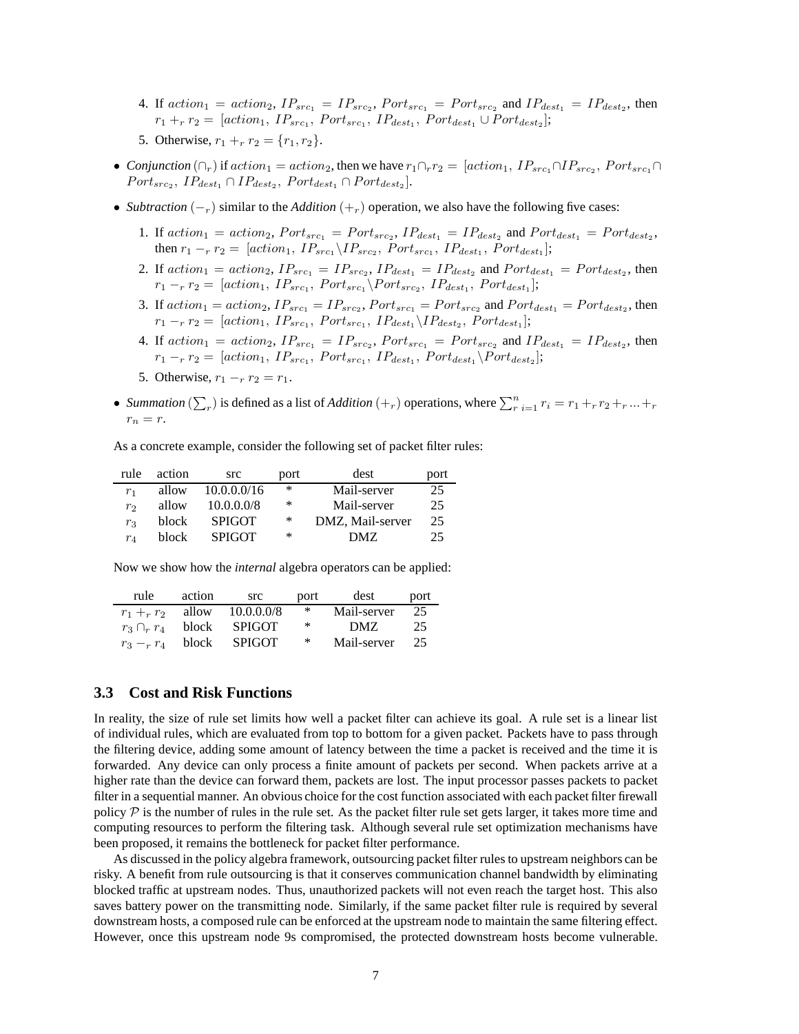4. If $action_1 = action_2$, $IP_{src_1} = IP_{src_2}$, $Port_{src_1} = Port_{src_2}$ and $IP_{dest_1} = IP_{dest_2}$, then $r_1 +_r r_2 = [action_1,\ IP_{src_1},\ Port_{src_1},\ IP_{dest_1},\ Port_{dest_1} \cup Port_{dest_2}]$;
5. Otherwise, $r_1 +_r r_2 = \{r_1, r_2\}$.

- *Conjunction* $(\cap_r)$ if $action_1 = action_2$, then we have $r_1 \cap_r r_2 = [action_1,\ IP_{src_1} \cap IP_{src_2},\ Port_{src_1} \cap Port_{src_2},\ IP_{dest_1} \cap IP_{dest_2},\ Port_{dest_1} \cap Port_{dest_2}]$.
- *Subtraction* $(-_r)$ similar to the *Addition* $(+_r)$ operation, we also have the following five cases:
  1. If $action_1 = action_2$, $Port_{src_1} = Port_{src_2}$, $IP_{dest_1} = IP_{dest_2}$ and $Port_{dest_1} = Port_{dest_2}$, then $r_1 -_r r_2 = [action_1,\ IP_{src_1} \backslash IP_{src_2},\ Port_{src_1},\ IP_{dest_1},\ Port_{dest_1}]$;
  2. If $action_1 = action_2$, $IP_{src_1} = IP_{src_2}$, $IP_{dest_1} = IP_{dest_2}$ and $Port_{dest_1} = Port_{dest_2}$, then $r_1 -_r r_2 = [action_1,\ IP_{src_1},\ Port_{src_1} \backslash Port_{src_2},\ IP_{dest_1},\ Port_{dest_1}]$;
  3. If $action_1 = action_2$, $IP_{src_1} = IP_{src_2}$, $Port_{src_1} = Port_{src_2}$ and $Port_{dest_1} = Port_{dest_2}$, then $r_1 -_r r_2 = [action_1,\ IP_{src_1},\ Port_{src_1},\ IP_{dest_1} \backslash IP_{dest_2},\ Port_{dest_1}]$;
  4. If $action_1 = action_2$, $IP_{src_1} = IP_{src_2}$, $Port_{src_1} = Port_{src_2}$ and $IP_{dest_1} = IP_{dest_2}$, then $r_1 -_r r_2 = [action_1,\ IP_{src_1},\ Port_{src_1},\ IP_{dest_1},\ Port_{dest_1} \backslash Port_{dest_2}]$;
  5. Otherwise, $r_1 -_r r_2 = r_1$.
- *Summation* $(\sum_r)$ is defined as a list of *Addition* $(+_r)$ operations, where $\sum_{r\ i=1}^{n} r_i = r_1 +_r r_2 +_r ... +_r r_n = r$.

As a concrete example, consider the following set of packet filter rules:

| rule | action | src | port | dest | port |
|---|---|---|---|---|---|
| $r_1$ | allow | 10.0.0.0/16 | * | Mail-server | 25 |
| $r_2$ | allow | 10.0.0.0/8 | * | Mail-server | 25 |
| $r_3$ | block | SPIGOT | * | DMZ, Mail-server | 25 |
| $r_4$ | block | SPIGOT | * | DMZ | 25 |

Now we show how the *internal* algebra operators can be applied:

| rule | action | src | port | dest | port |
|---|---|---|---|---|---|
| $r_1 +_r r_2$ | allow | 10.0.0.0/8 | * | Mail-server | 25 |
| $r_3 \cap_r r_4$ | block | SPIGOT | * | DMZ | 25 |
| $r_3 -_r r_4$ | block | SPIGOT | * | Mail-server | 25 |

### 3.3 Cost and Risk Functions

In reality, the size of rule set limits how well a packet filter can achieve its goal. A rule set is a linear list of individual rules, which are evaluated from top to bottom for a given packet. Packets have to pass through the filtering device, adding some amount of latency between the time a packet is received and the time it is forwarded. Any device can only process a finite amount of packets per second. When packets arrive at a higher rate than the device can forward them, packets are lost. The input processor passes packets to packet filter in a sequential manner. An obvious choice for the cost function associated with each packet filter firewall policy $\mathcal{P}$ is the number of rules in the rule set. As the packet filter rule set gets larger, it takes more time and computing resources to perform the filtering task. Although several rule set optimization mechanisms have been proposed, it remains the bottleneck for packet filter performance.

As discussed in the policy algebra framework, outsourcing packet filter rules to upstream neighbors can be risky. A benefit from rule outsourcing is that it conserves communication channel bandwidth by eliminating blocked traffic at upstream nodes. Thus, unauthorized packets will not even reach the target host. This also saves battery power on the transmitting node. Similarly, if the same packet filter rule is required by several downstream hosts, a composed rule can be enforced at the upstream node to maintain the same filtering effect. However, once this upstream node 9s compromised, the protected downstream hosts become vulnerable.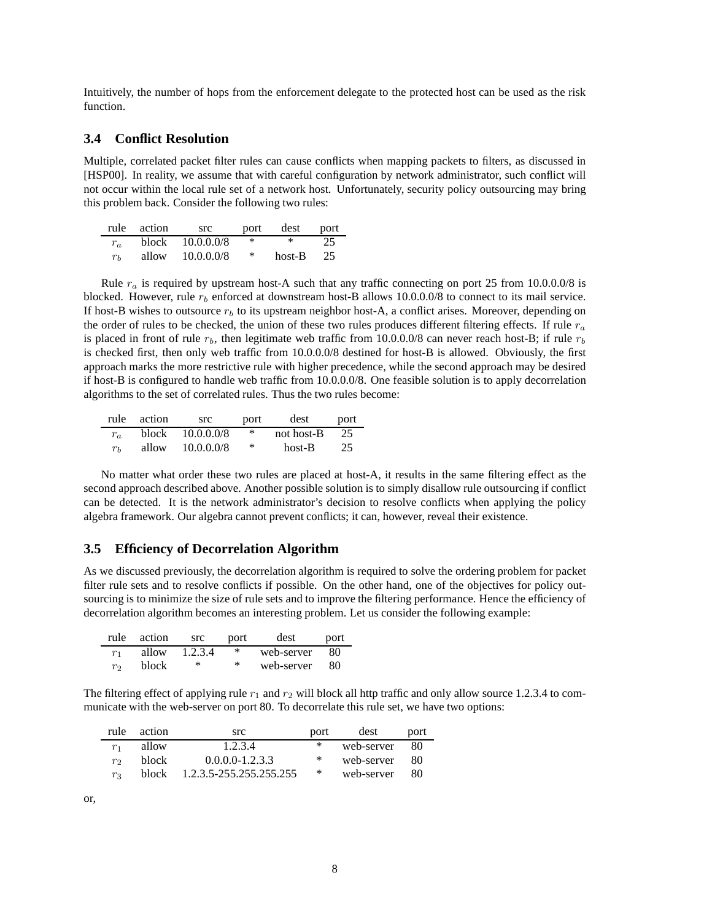Intuitively, the number of hops from the enforcement delegate to the protected host can be used as the risk function.

### 3.4 Conflict Resolution

Multiple, correlated packet filter rules can cause conflicts when mapping packets to filters, as discussed in [HSP00]. In reality, we assume that with careful configuration by network administrator, such conflict will not occur within the local rule set of a network host. Unfortunately, security policy outsourcing may bring this problem back. Consider the following two rules:

| rule | action | src | port | dest | port |
|---|---|---|---|---|---|
| $r_a$ | block | 10.0.0.0/8 | * | * | 25 |
| $r_b$ | allow | 10.0.0.0/8 | * | host-B | 25 |

Rule $r_a$ is required by upstream host-A such that any traffic connecting on port 25 from 10.0.0.0/8 is blocked. However, rule $r_b$ enforced at downstream host-B allows 10.0.0.0/8 to connect to its mail service. If host-B wishes to outsource $r_b$ to its upstream neighbor host-A, a conflict arises. Moreover, depending on the order of rules to be checked, the union of these two rules produces different filtering effects. If rule $r_a$ is placed in front of rule $r_b$, then legitimate web traffic from 10.0.0.0/8 can never reach host-B; if rule $r_b$ is checked first, then only web traffic from 10.0.0.0/8 destined for host-B is allowed. Obviously, the first approach marks the more restrictive rule with higher precedence, while the second approach may be desired if host-B is configured to handle web traffic from 10.0.0.0/8. One feasible solution is to apply decorrelation algorithms to the set of correlated rules. Thus the two rules become:

| rule | action | src | port | dest | port |
|---|---|---|---|---|---|
| $r_a$ | block | 10.0.0.0/8 | * | not host-B | 25 |
| $r_b$ | allow | 10.0.0.0/8 | * | host-B | 25 |

No matter what order these two rules are placed at host-A, it results in the same filtering effect as the second approach described above. Another possible solution is to simply disallow rule outsourcing if conflict can be detected. It is the network administrator's decision to resolve conflicts when applying the policy algebra framework. Our algebra cannot prevent conflicts; it can, however, reveal their existence.

### 3.5 Efficiency of Decorrelation Algorithm

As we discussed previously, the decorrelation algorithm is required to solve the ordering problem for packet filter rule sets and to resolve conflicts if possible. On the other hand, one of the objectives for policy outsourcing is to minimize the size of rule sets and to improve the filtering performance. Hence the efficiency of decorrelation algorithm becomes an interesting problem. Let us consider the following example:

| rule | action | src | port | dest | port |
|---|---|---|---|---|---|
| $r_1$ | allow | 1.2.3.4 | * | web-server | 80 |
| $r_2$ | block | * | * | web-server | 80 |

The filtering effect of applying rule $r_1$ and $r_2$ will block all http traffic and only allow source 1.2.3.4 to communicate with the web-server on port 80. To decorrelate this rule set, we have two options:

| rule | action | src | port | dest | port |
|---|---|---|---|---|---|
| $r_1$ | allow | 1.2.3.4 | * | web-server | 80 |
| $r_2$ | block | 0.0.0.0-1.2.3.3 | * | web-server | 80 |
| $r_3$ | block | 1.2.3.5-255.255.255.255 | * | web-server | 80 |

or,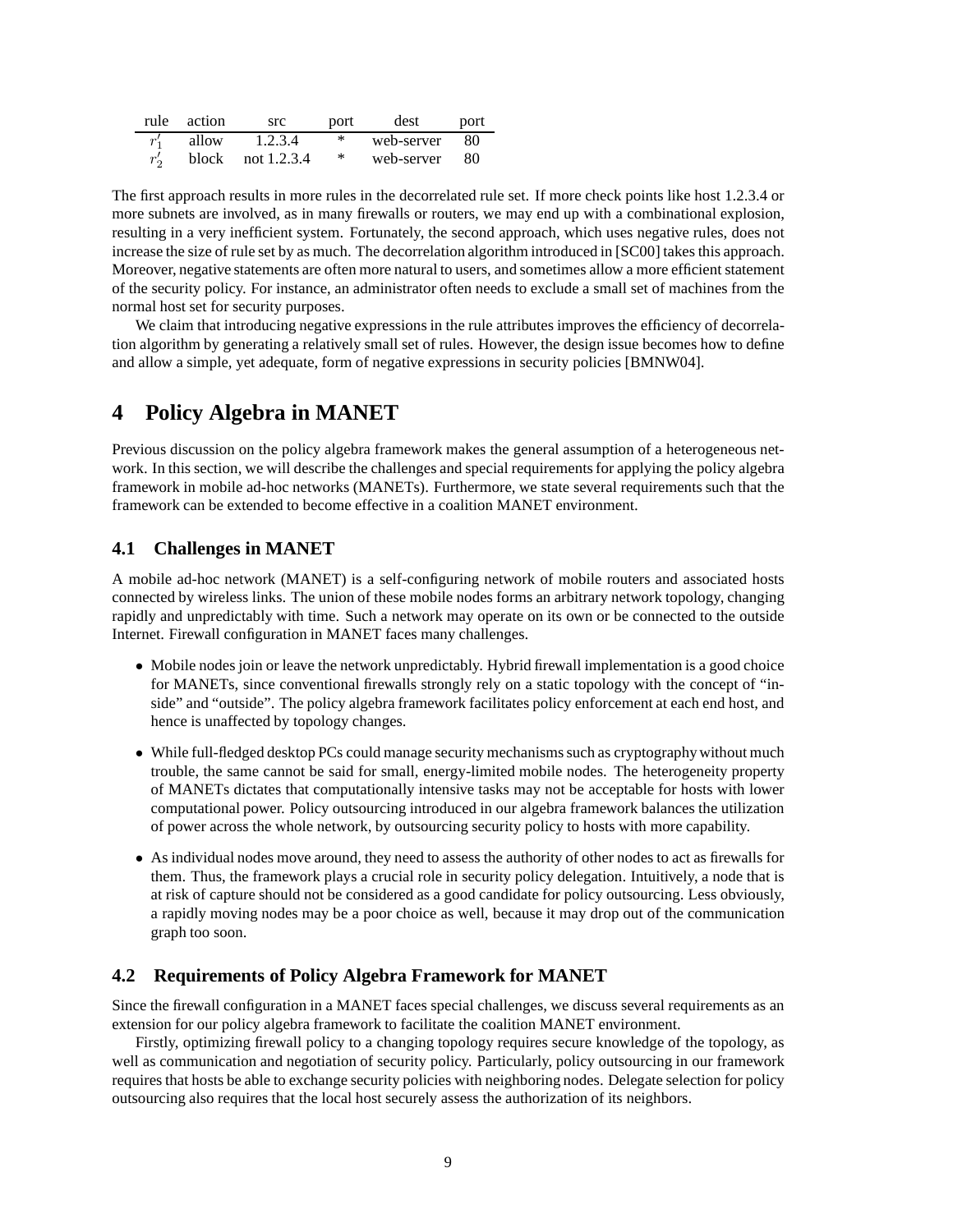| rule | action | src | port | dest | port |
|---|---|---|---|---|---|
| $r'_1$ | allow | 1.2.3.4 | * | web-server | 80 |
| $r'_2$ | block | not 1.2.3.4 | * | web-server | 80 |

The first approach results in more rules in the decorrelated rule set. If more check points like host 1.2.3.4 or more subnets are involved, as in many firewalls or routers, we may end up with a combinational explosion, resulting in a very inefficient system. Fortunately, the second approach, which uses negative rules, does not increase the size of rule set by as much. The decorrelation algorithm introduced in [SC00] takes this approach. Moreover, negative statements are often more natural to users, and sometimes allow a more efficient statement of the security policy. For instance, an administrator often needs to exclude a small set of machines from the normal host set for security purposes.

We claim that introducing negative expressions in the rule attributes improves the efficiency of decorrelation algorithm by generating a relatively small set of rules. However, the design issue becomes how to define and allow a simple, yet adequate, form of negative expressions in security policies [BMNW04].

# 4 Policy Algebra in MANET

Previous discussion on the policy algebra framework makes the general assumption of a heterogeneous network. In this section, we will describe the challenges and special requirements for applying the policy algebra framework in mobile ad-hoc networks (MANETs). Furthermore, we state several requirements such that the framework can be extended to become effective in a coalition MANET environment.

## 4.1 Challenges in MANET

A mobile ad-hoc network (MANET) is a self-configuring network of mobile routers and associated hosts connected by wireless links. The union of these mobile nodes forms an arbitrary network topology, changing rapidly and unpredictably with time. Such a network may operate on its own or be connected to the outside Internet. Firewall configuration in MANET faces many challenges.

- Mobile nodes join or leave the network unpredictably. Hybrid firewall implementation is a good choice for MANETs, since conventional firewalls strongly rely on a static topology with the concept of "inside" and "outside". The policy algebra framework facilitates policy enforcement at each end host, and hence is unaffected by topology changes.
- While full-fledged desktop PCs could manage security mechanisms such as cryptography without much trouble, the same cannot be said for small, energy-limited mobile nodes. The heterogeneity property of MANETs dictates that computationally intensive tasks may not be acceptable for hosts with lower computational power. Policy outsourcing introduced in our algebra framework balances the utilization of power across the whole network, by outsourcing security policy to hosts with more capability.
- As individual nodes move around, they need to assess the authority of other nodes to act as firewalls for them. Thus, the framework plays a crucial role in security policy delegation. Intuitively, a node that is at risk of capture should not be considered as a good candidate for policy outsourcing. Less obviously, a rapidly moving nodes may be a poor choice as well, because it may drop out of the communication graph too soon.

## 4.2 Requirements of Policy Algebra Framework for MANET

Since the firewall configuration in a MANET faces special challenges, we discuss several requirements as an extension for our policy algebra framework to facilitate the coalition MANET environment.

Firstly, optimizing firewall policy to a changing topology requires secure knowledge of the topology, as well as communication and negotiation of security policy. Particularly, policy outsourcing in our framework requires that hosts be able to exchange security policies with neighboring nodes. Delegate selection for policy outsourcing also requires that the local host securely assess the authorization of its neighbors.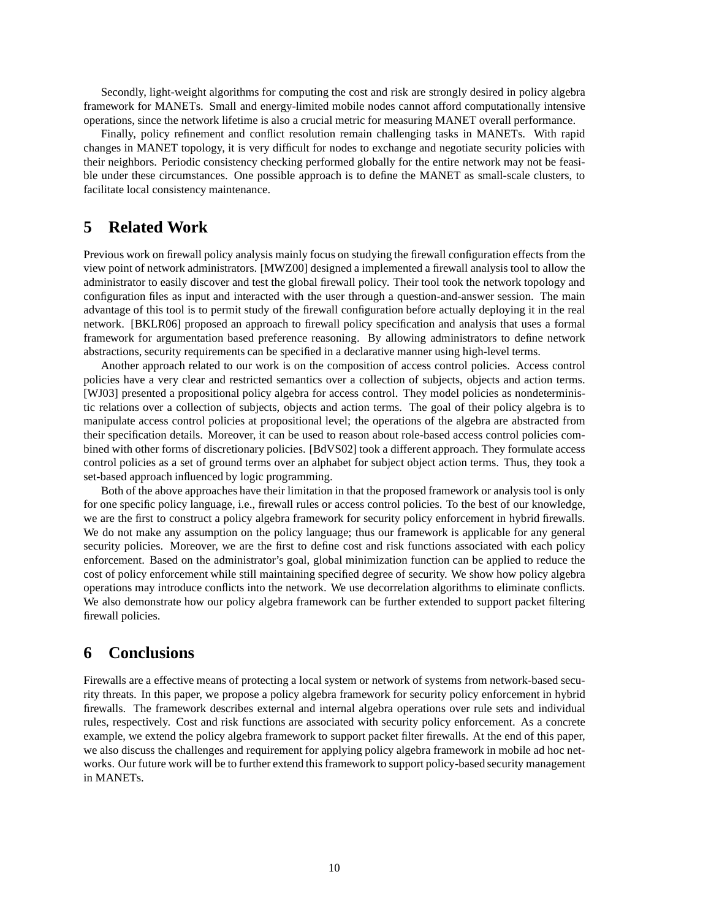Secondly, light-weight algorithms for computing the cost and risk are strongly desired in policy algebra framework for MANETs. Small and energy-limited mobile nodes cannot afford computationally intensive operations, since the network lifetime is also a crucial metric for measuring MANET overall performance.

Finally, policy refinement and conflict resolution remain challenging tasks in MANETs. With rapid changes in MANET topology, it is very difficult for nodes to exchange and negotiate security policies with their neighbors. Periodic consistency checking performed globally for the entire network may not be feasible under these circumstances. One possible approach is to define the MANET as small-scale clusters, to facilitate local consistency maintenance.

## 5 Related Work

Previous work on firewall policy analysis mainly focus on studying the firewall configuration effects from the view point of network administrators. [MWZ00] designed a implemented a firewall analysis tool to allow the administrator to easily discover and test the global firewall policy. Their tool took the network topology and configuration files as input and interacted with the user through a question-and-answer session. The main advantage of this tool is to permit study of the firewall configuration before actually deploying it in the real network. [BKLR06] proposed an approach to firewall policy specification and analysis that uses a formal framework for argumentation based preference reasoning. By allowing administrators to define network abstractions, security requirements can be specified in a declarative manner using high-level terms.

Another approach related to our work is on the composition of access control policies. Access control policies have a very clear and restricted semantics over a collection of subjects, objects and action terms. [WJ03] presented a propositional policy algebra for access control. They model policies as nondeterministic relations over a collection of subjects, objects and action terms. The goal of their policy algebra is to manipulate access control policies at propositional level; the operations of the algebra are abstracted from their specification details. Moreover, it can be used to reason about role-based access control policies combined with other forms of discretionary policies. [BdVS02] took a different approach. They formulate access control policies as a set of ground terms over an alphabet for subject object action terms. Thus, they took a set-based approach influenced by logic programming.

Both of the above approaches have their limitation in that the proposed framework or analysis tool is only for one specific policy language, i.e., firewall rules or access control policies. To the best of our knowledge, we are the first to construct a policy algebra framework for security policy enforcement in hybrid firewalls. We do not make any assumption on the policy language; thus our framework is applicable for any general security policies. Moreover, we are the first to define cost and risk functions associated with each policy enforcement. Based on the administrator's goal, global minimization function can be applied to reduce the cost of policy enforcement while still maintaining specified degree of security. We show how policy algebra operations may introduce conflicts into the network. We use decorrelation algorithms to eliminate conflicts. We also demonstrate how our policy algebra framework can be further extended to support packet filtering firewall policies.

## 6 Conclusions

Firewalls are a effective means of protecting a local system or network of systems from network-based security threats. In this paper, we propose a policy algebra framework for security policy enforcement in hybrid firewalls. The framework describes external and internal algebra operations over rule sets and individual rules, respectively. Cost and risk functions are associated with security policy enforcement. As a concrete example, we extend the policy algebra framework to support packet filter firewalls. At the end of this paper, we also discuss the challenges and requirement for applying policy algebra framework in mobile ad hoc networks. Our future work will be to further extend this framework to support policy-based security management in MANETs.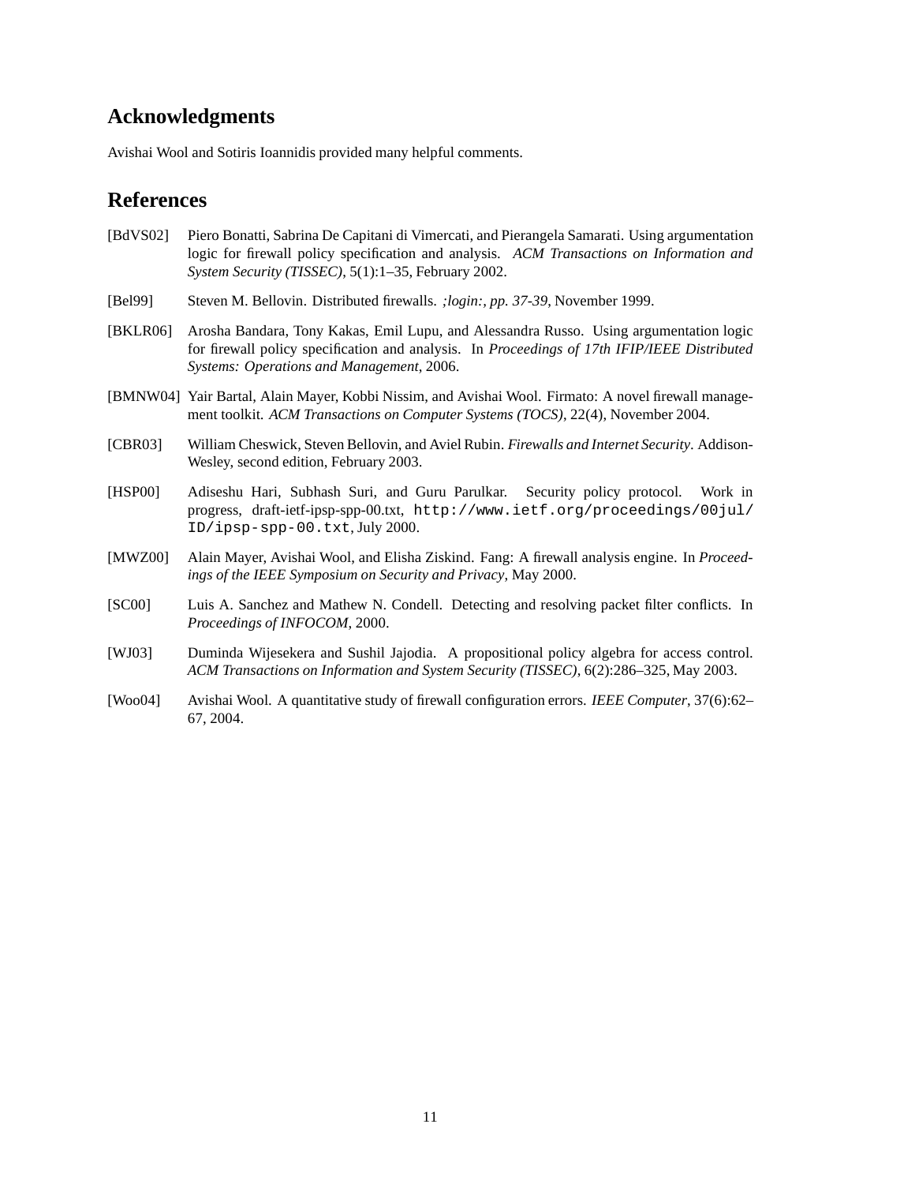## Acknowledgments

Avishai Wool and Sotiris Ioannidis provided many helpful comments.

## References

[BdVS02] Piero Bonatti, Sabrina De Capitani di Vimercati, and Pierangela Samarati. Using argumentation logic for firewall policy specification and analysis. *ACM Transactions on Information and System Security (TISSEC)*, 5(1):1–35, February 2002.

[Bel99] Steven M. Bellovin. Distributed firewalls. *;login:, pp. 37-39*, November 1999.

[BKLR06] Arosha Bandara, Tony Kakas, Emil Lupu, and Alessandra Russo. Using argumentation logic for firewall policy specification and analysis. In *Proceedings of 17th IFIP/IEEE Distributed Systems: Operations and Management*, 2006.

[BMNW04] Yair Bartal, Alain Mayer, Kobbi Nissim, and Avishai Wool. Firmato: A novel firewall management toolkit. *ACM Transactions on Computer Systems (TOCS)*, 22(4), November 2004.

[CBR03] William Cheswick, Steven Bellovin, and Aviel Rubin. *Firewalls and Internet Security*. Addison-Wesley, second edition, February 2003.

[HSP00] Adiseshu Hari, Subhash Suri, and Guru Parulkar. Security policy protocol. Work in progress, draft-ietf-ipsp-spp-00.txt, `http://www.ietf.org/proceedings/00jul/ID/ipsp-spp-00.txt`, July 2000.

[MWZ00] Alain Mayer, Avishai Wool, and Elisha Ziskind. Fang: A firewall analysis engine. In *Proceedings of the IEEE Symposium on Security and Privacy*, May 2000.

[SC00] Luis A. Sanchez and Mathew N. Condell. Detecting and resolving packet filter conflicts. In *Proceedings of INFOCOM*, 2000.

[WJ03] Duminda Wijesekera and Sushil Jajodia. A propositional policy algebra for access control. *ACM Transactions on Information and System Security (TISSEC)*, 6(2):286–325, May 2003.

[Woo04] Avishai Wool. A quantitative study of firewall configuration errors. *IEEE Computer*, 37(6):62–67, 2004.